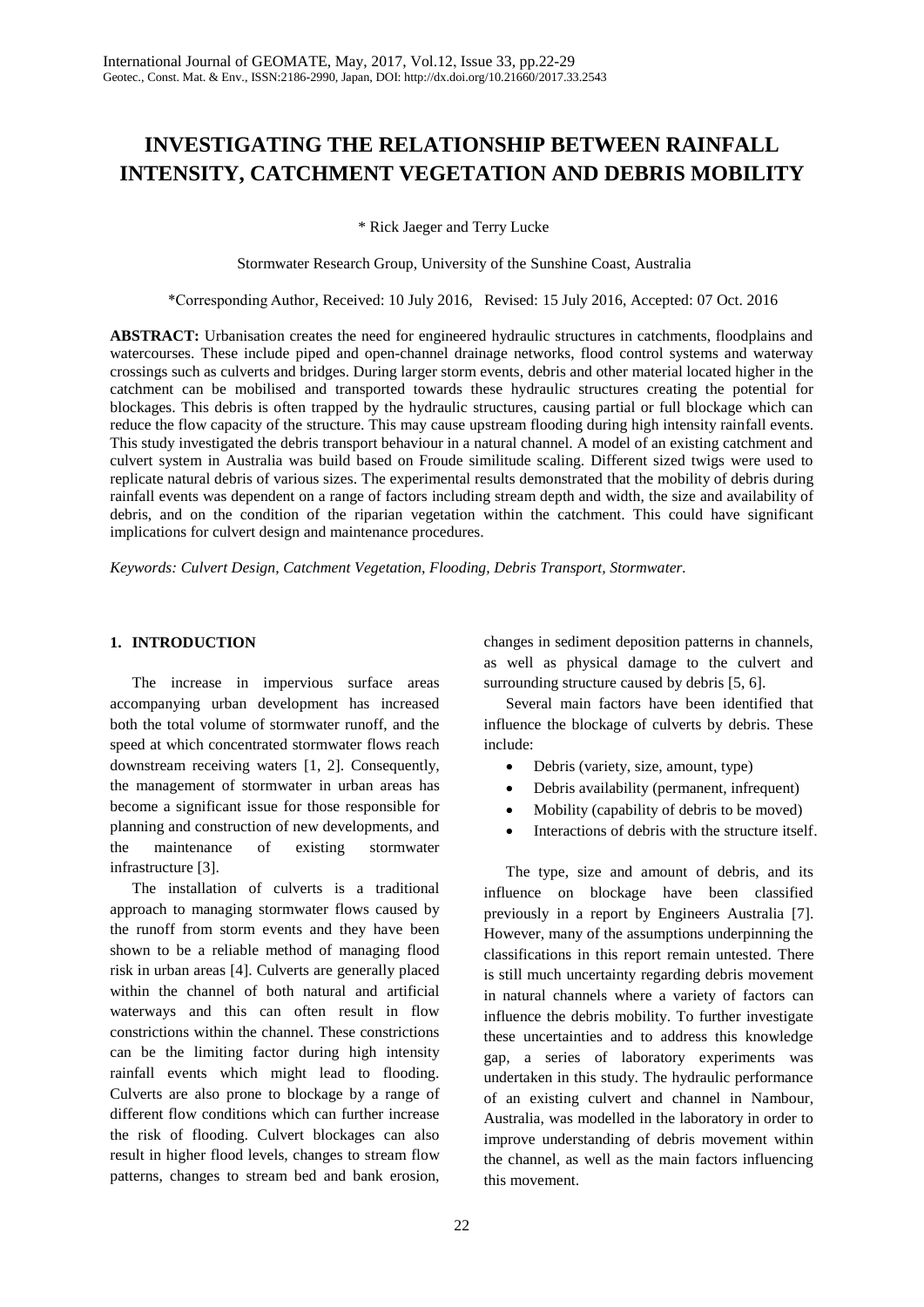# INVESTIGATING THE RELATIONSHIP BETWEEN RAINFALL INTENSITY, CATCHMENT VEGETATION AND DEBRIS MOBILITY

\* Rick Jaeger and Terry Lucke

Stormwater Research Group, University of the Sunshine Coast, Australia

\*Corresponding Author, Received: 10 July 2016, Revised: 15 July 2016, Accepted: 07 Oct. 2016

**ABSTRACT:** Urbanisation creates the need for engineered hydraulic structures in catchments, floodplains and watercourses. These include piped and open-channel drainage networks, flood control systems and waterway crossings such as culverts and bridges. During larger storm events, debris and other material located higher in the catchment can be mobilised and transported towards these hydraulic structures creating the potential for blockages. This debris is often trapped by the hydraulic structures, causing partial or full blockage which can reduce the flow capacity of the structure. This may cause upstream flooding during high intensity rainfall events. This study investigated the debris transport behaviour in a natural channel. A model of an existing catchment and culvert system in Australia was build based on Froude similitude scaling. Different sized twigs were used to replicate natural debris of various sizes. The experimental results demonstrated that the mobility of debris during rainfall events was dependent on a range of factors including stream depth and width, the size and availability of debris, and on the condition of the riparian vegetation within the catchment. This could have significant implications for culvert design and maintenance procedures.

*Keywords: Culvert Design, Catchment Vegetation, Flooding, Debris Transport, Stormwater.*

## 1. INTRODUCTION

The increase in impervious surface areas accompanying urban development has increased both the total volume of stormwater runoff, and the speed at which concentrated stormwater flows reach downstream receiving waters [1, 2]. Consequently, the management of stormwater in urban areas has become a significant issue for those responsible for planning and construction of new developments, and the maintenance of existing stormwater infrastructure [3].

The installation of culverts is a traditional approach to managing stormwater flows caused by the runoff from storm events and they have been shown to be a reliable method of managing flood risk in urban areas [4]. Culverts are generally placed within the channel of both natural and artificial waterways and this can often result in flow constrictions within the channel. These constrictions can be the limiting factor during high intensity rainfall events which might lead to flooding. Culverts are also prone to blockage by a range of different flow conditions which can further increase the risk of flooding. Culvert blockages can also result in higher flood levels, changes to stream flow patterns, changes to stream bed and bank erosion, changes in sediment deposition patterns in channels, as well as physical damage to the culvert and surrounding structure caused by debris [5, 6].

Several main factors have been identified that influence the blockage of culverts by debris. These include:

- Debris (variety, size, amount, type)
- Debris availability (permanent, infrequent)
- Mobility (capability of debris to be moved)
- Interactions of debris with the structure itself.

The type, size and amount of debris, and its influence on blockage have been classified previously in a report by Engineers Australia [7]. However, many of the assumptions underpinning the classifications in this report remain untested. There is still much uncertainty regarding debris movement in natural channels where a variety of factors can influence the debris mobility. To further investigate these uncertainties and to address this knowledge gap, a series of laboratory experiments was undertaken in this study. The hydraulic performance of an existing culvert and channel in Nambour, Australia, was modelled in the laboratory in order to improve understanding of debris movement within the channel, as well as the main factors influencing this movement.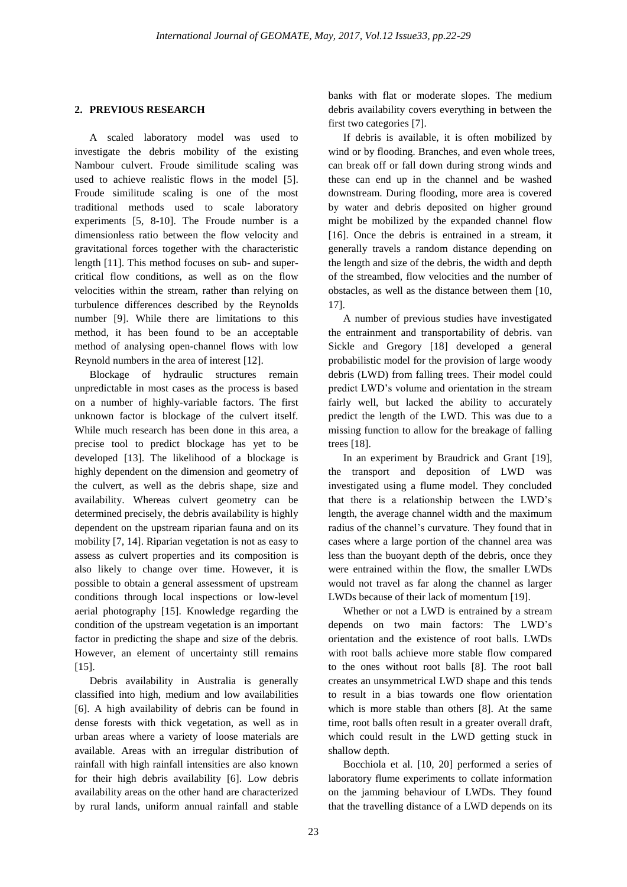## 2. PREVIOUS RESEARCH

A scaled laboratory model was used to investigate the debris mobility of the existing Nambour culvert. Froude similitude scaling was used to achieve realistic flows in the model [5]. Froude similitude scaling is one of the most traditional methods used to scale laboratory experiments [5, 8-10]. The Froude number is a dimensionless ratio between the flow velocity and gravitational forces together with the characteristic length [11]. This method focuses on sub- and super-critical flow conditions, as well as on the flow velocities within the stream, rather than relying on turbulence differences described by the Reynolds number [9]. While there are limitations to this method, it has been found to be an acceptable method of analysing open-channel flows with low Reynold numbers in the area of interest [12].

Blockage of hydraulic structures remain unpredictable in most cases as the process is based on a number of highly-variable factors. The first unknown factor is blockage of the culvert itself. While much research has been done in this area, a precise tool to predict blockage has yet to be developed [13]. The likelihood of a blockage is highly dependent on the dimension and geometry of the culvert, as well as the debris shape, size and availability. Whereas culvert geometry can be determined precisely, the debris availability is highly dependent on the upstream riparian fauna and on its mobility [7, 14]. Riparian vegetation is not as easy to assess as culvert properties and its composition is also likely to change over time. However, it is possible to obtain a general assessment of upstream conditions through local inspections or low-level aerial photography [15]. Knowledge regarding the condition of the upstream vegetation is an important factor in predicting the shape and size of the debris. However, an element of uncertainty still remains [15].

Debris availability in Australia is generally classified into high, medium and low availabilities [6]. A high availability of debris can be found in dense forests with thick vegetation, as well as in urban areas where a variety of loose materials are available. Areas with an irregular distribution of rainfall with high rainfall intensities are also known for their high debris availability [6]. Low debris availability areas on the other hand are characterized by rural lands, uniform annual rainfall and stable banks with flat or moderate slopes. The medium debris availability covers everything in between the first two categories [7].

If debris is available, it is often mobilized by wind or by flooding. Branches, and even whole trees, can break off or fall down during strong winds and these can end up in the channel and be washed downstream. During flooding, more area is covered by water and debris deposited on higher ground might be mobilized by the expanded channel flow [16]. Once the debris is entrained in a stream, it generally travels a random distance depending on the length and size of the debris, the width and depth of the streambed, flow velocities and the number of obstacles, as well as the distance between them [10, 17].

A number of previous studies have investigated the entrainment and transportability of debris. van Sickle and Gregory [18] developed a general probabilistic model for the provision of large woody debris (LWD) from falling trees. Their model could predict LWD's volume and orientation in the stream fairly well, but lacked the ability to accurately predict the length of the LWD. This was due to a missing function to allow for the breakage of falling trees [18].

In an experiment by Braudrick and Grant [19], the transport and deposition of LWD was investigated using a flume model. They concluded that there is a relationship between the LWD's length, the average channel width and the maximum radius of the channel's curvature. They found that in cases where a large portion of the channel area was less than the buoyant depth of the debris, once they were entrained within the flow, the smaller LWDs would not travel as far along the channel as larger LWDs because of their lack of momentum [19].

Whether or not a LWD is entrained by a stream depends on two main factors: The LWD's orientation and the existence of root balls. LWDs with root balls achieve more stable flow compared to the ones without root balls [8]. The root ball creates an unsymmetrical LWD shape and this tends to result in a bias towards one flow orientation which is more stable than others [8]. At the same time, root balls often result in a greater overall draft, which could result in the LWD getting stuck in shallow depth.

Bocchiola et al. [10, 20] performed a series of laboratory flume experiments to collate information on the jamming behaviour of LWDs. They found that the travelling distance of a LWD depends on its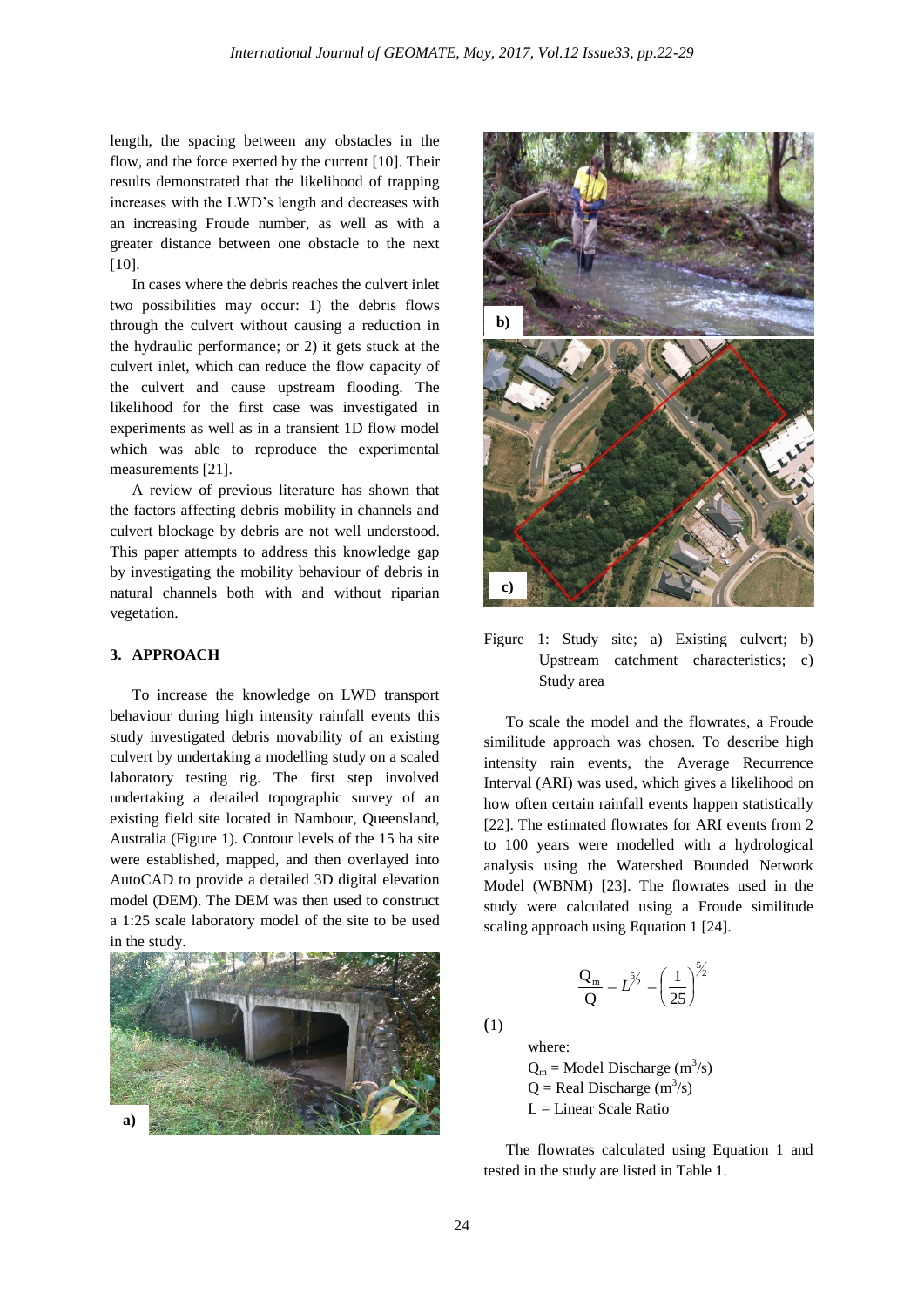length, the spacing between any obstacles in the flow, and the force exerted by the current [10]. Their results demonstrated that the likelihood of trapping increases with the LWD's length and decreases with an increasing Froude number, as well as with a greater distance between one obstacle to the next [10].

In cases where the debris reaches the culvert inlet two possibilities may occur: 1) the debris flows through the culvert without causing a reduction in the hydraulic performance; or 2) it gets stuck at the culvert inlet, which can reduce the flow capacity of the culvert and cause upstream flooding. The likelihood for the first case was investigated in experiments as well as in a transient 1D flow model which was able to reproduce the experimental measurements [21].

A review of previous literature has shown that the factors affecting debris mobility in channels and culvert blockage by debris are not well understood. This paper attempts to address this knowledge gap by investigating the mobility behaviour of debris in natural channels both with and without riparian vegetation.

## 3. APPROACH

To increase the knowledge on LWD transport behaviour during high intensity rainfall events this study investigated debris movability of an existing culvert by undertaking a modelling study on a scaled laboratory testing rig. The first step involved undertaking a detailed topographic survey of an existing field site located in Nambour, Queensland, Australia (Figure 1). Contour levels of the 15 ha site were established, mapped, and then overlayed into AutoCAD to provide a detailed 3D digital elevation model (DEM). The DEM was then used to construct a 1:25 scale laboratory model of the site to be used in the study.

Figure 1: Study site; a) Existing culvert; b) Upstream catchment characteristics; c) Study area

To scale the model and the flowrates, a Froude similitude approach was chosen. To describe high intensity rain events, the Average Recurrence Interval (ARI) was used, which gives a likelihood on how often certain rainfall events happen statistically [22]. The estimated flowrates for ARI events from 2 to 100 years were modelled with a hydrological analysis using the Watershed Bounded Network Model (WBNM) [23]. The flowrates used in the study were calculated using a Froude similitude scaling approach using Equation 1 [24].

$$\frac{Q_m}{Q} = L^{5/2} = \left(\frac{1}{25}\right)^{5/2} \quad (1)$$

where:
$Q_m$ = Model Discharge ($m^3/s$)
$Q$ = Real Discharge ($m^3/s$)
$L$ = Linear Scale Ratio

The flowrates calculated using Equation 1 and tested in the study are listed in Table 1.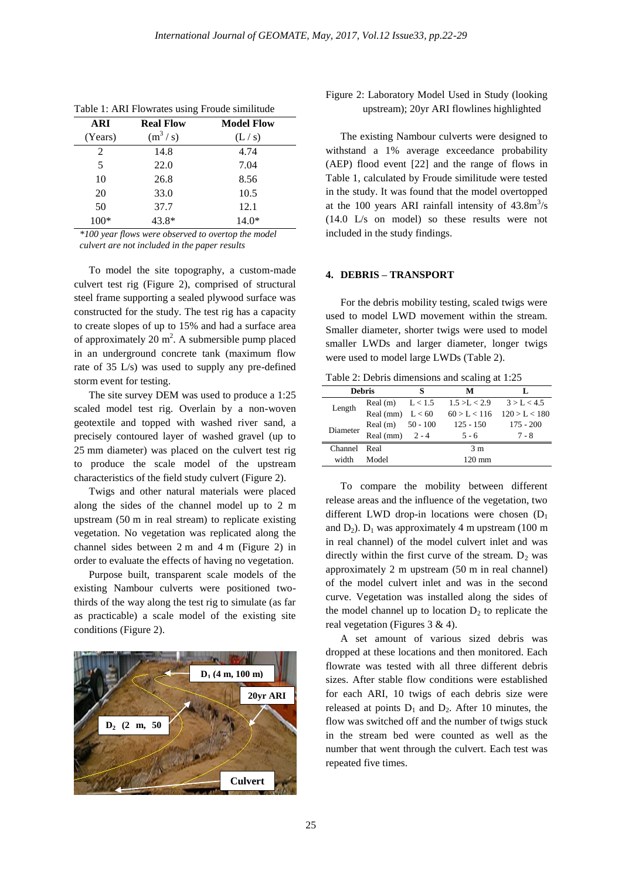Table 1: ARI Flowrates using Froude similitude

| ARI (Years) | Real Flow ($m^3$ / s) | Model Flow (L / s) |
|---|---|---|
| 2 | 14.8 | 4.74 |
| 5 | 22.0 | 7.04 |
| 10 | 26.8 | 8.56 |
| 20 | 33.0 | 10.5 |
| 50 | 37.7 | 12.1 |
| 100* | 43.8* | 14.0* |

*\*100 year flows were observed to overtop the model culvert are not included in the paper results*

To model the site topography, a custom-made culvert test rig (Figure 2), comprised of structural steel frame supporting a sealed plywood surface was constructed for the study. The test rig has a capacity to create slopes of up to 15% and had a surface area of approximately 20 $m^2$. A submersible pump placed in an underground concrete tank (maximum flow rate of 35 L/s) was used to supply any pre-defined storm event for testing.

The site survey DEM was used to produce a 1:25 scaled model test rig. Overlain by a non-woven geotextile and topped with washed river sand, a precisely contoured layer of washed gravel (up to 25 mm diameter) was placed on the culvert test rig to produce the scale model of the upstream characteristics of the field study culvert (Figure 2).

Twigs and other natural materials were placed along the sides of the channel model up to 2 m upstream (50 m in real stream) to replicate existing vegetation. No vegetation was replicated along the channel sides between 2 m and 4 m (Figure 2) in order to evaluate the effects of having no vegetation.

Purpose built, transparent scale models of the existing Nambour culverts were positioned two-thirds of the way along the test rig to simulate (as far as practicable) a scale model of the existing site conditions (Figure 2).

Figure 2: Laboratory Model Used in Study (looking upstream); 20yr ARI flowlines highlighted

The existing Nambour culverts were designed to withstand a 1% average exceedance probability (AEP) flood event [22] and the range of flows in Table 1, calculated by Froude similitude were tested in the study. It was found that the model overtopped at the 100 years ARI rainfall intensity of 43.8$m^3$/s (14.0 L/s on model) so these results were not included in the study findings.

## 4. DEBRIS – TRANSPORT

For the debris mobility testing, scaled twigs were used to model LWD movement within the stream. Smaller diameter, shorter twigs were used to model smaller LWDs and larger diameter, longer twigs were used to model large LWDs (Table 2).

Table 2: Debris dimensions and scaling at 1:25

| Debris | | S | M | L |
|---|---|---|---|---|
| Length | Real (m) | L < 1.5 | 1.5 >L < 2.9 | 3 > L < 4.5 |
| | Real (mm) | L < 60 | 60 > L < 116 | 120 > L < 180 |
| Diameter | Real (m) | 50 - 100 | 125 - 150 | 175 - 200 |
| | Real (mm) | 2 - 4 | 5 - 6 | 7 - 8 |
| Channel width | Real | | 3 m | |
| | Model | | 120 mm | |

To compare the mobility between different release areas and the influence of the vegetation, two different LWD drop-in locations were chosen ($D_1$ and $D_2$). $D_1$ was approximately 4 m upstream (100 m in real channel) of the model culvert inlet and was directly within the first curve of the stream. $D_2$ was approximately 2 m upstream (50 m in real channel) of the model culvert inlet and was in the second curve. Vegetation was installed along the sides of the model channel up to location $D_2$ to replicate the real vegetation (Figures 3 & 4).

A set amount of various sized debris was dropped at these locations and then monitored. Each flowrate was tested with all three different debris sizes. After stable flow conditions were established for each ARI, 10 twigs of each debris size were released at points $D_1$ and $D_2$. After 10 minutes, the flow was switched off and the number of twigs stuck in the stream bed were counted as well as the number that went through the culvert. Each test was repeated five times.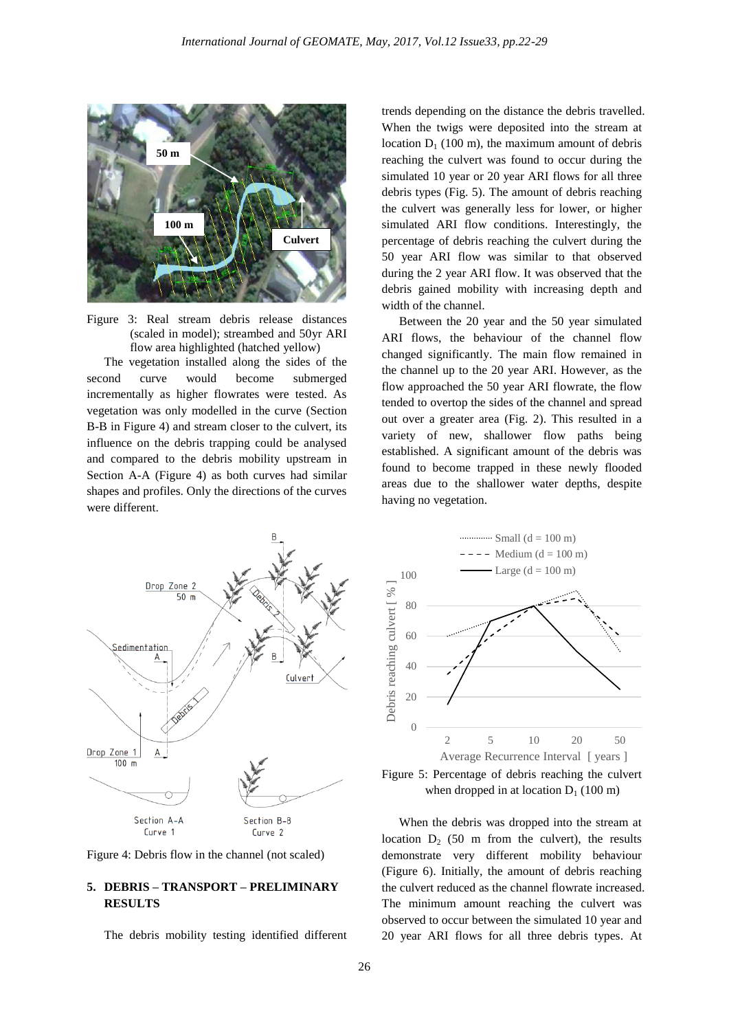Figure 3: Real stream debris release distances (scaled in model); streambed and 50yr ARI flow area highlighted (hatched yellow)

The vegetation installed along the sides of the second curve would become submerged incrementally as higher flowrates were tested. As vegetation was only modelled in the curve (Section B-B in Figure 4) and stream closer to the culvert, its influence on the debris trapping could be analysed and compared to the debris mobility upstream in Section A-A (Figure 4) as both curves had similar shapes and profiles. Only the directions of the curves were different.

Figure 4: Debris flow in the channel (not scaled)

## 5. DEBRIS – TRANSPORT – PRELIMINARY RESULTS

The debris mobility testing identified different trends depending on the distance the debris travelled. When the twigs were deposited into the stream at location $D_1$ (100 m), the maximum amount of debris reaching the culvert was found to occur during the simulated 10 year or 20 year ARI flows for all three debris types (Fig. 5). The amount of debris reaching the culvert was generally less for lower, or higher simulated ARI flow conditions. Interestingly, the percentage of debris reaching the culvert during the 50 year ARI flow was similar to that observed during the 2 year ARI flow. It was observed that the debris gained mobility with increasing depth and width of the channel.

Between the 20 year and the 50 year simulated ARI flows, the behaviour of the channel flow changed significantly. The main flow remained in the channel up to the 20 year ARI. However, as the flow approached the 50 year ARI flowrate, the flow tended to overtop the sides of the channel and spread out over a greater area (Fig. 2). This resulted in a variety of new, shallower flow paths being established. A significant amount of the debris was found to become trapped in these newly flooded areas due to the shallower water depths, despite having no vegetation.

Figure 5: Percentage of debris reaching the culvert when dropped in at location $D_1$ (100 m)

When the debris was dropped into the stream at location $D_2$ (50 m from the culvert), the results demonstrate very different mobility behaviour (Figure 6). Initially, the amount of debris reaching the culvert reduced as the channel flowrate increased. The minimum amount reaching the culvert was observed to occur between the simulated 10 year and 20 year ARI flows for all three debris types. At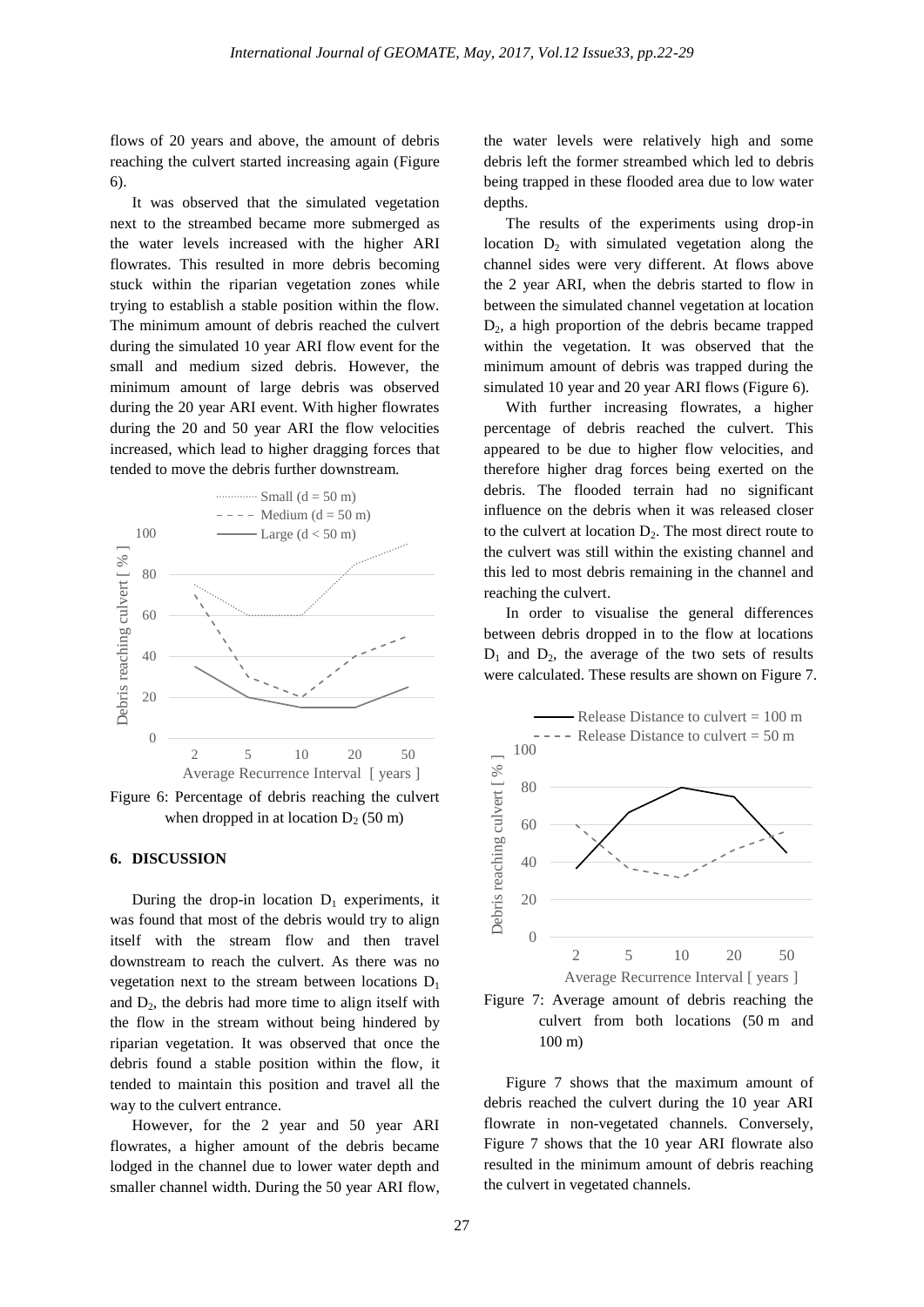flows of 20 years and above, the amount of debris reaching the culvert started increasing again (Figure 6).

It was observed that the simulated vegetation next to the streambed became more submerged as the water levels increased with the higher ARI flowrates. This resulted in more debris becoming stuck within the riparian vegetation zones while trying to establish a stable position within the flow. The minimum amount of debris reached the culvert during the simulated 10 year ARI flow event for the small and medium sized debris. However, the minimum amount of large debris was observed during the 20 year ARI event. With higher flowrates during the 20 and 50 year ARI the flow velocities increased, which lead to higher dragging forces that tended to move the debris further downstream.

Figure 6: Percentage of debris reaching the culvert when dropped in at location $D_2$ (50 m)

## 6. DISCUSSION

During the drop-in location $D_1$ experiments, it was found that most of the debris would try to align itself with the stream flow and then travel downstream to reach the culvert. As there was no vegetation next to the stream between locations $D_1$ and $D_2$, the debris had more time to align itself with the flow in the stream without being hindered by riparian vegetation. It was observed that once the debris found a stable position within the flow, it tended to maintain this position and travel all the way to the culvert entrance.

However, for the 2 year and 50 year ARI flowrates, a higher amount of the debris became lodged in the channel due to lower water depth and smaller channel width. During the 50 year ARI flow, the water levels were relatively high and some debris left the former streambed which led to debris being trapped in these flooded area due to low water depths.

The results of the experiments using drop-in location $D_2$ with simulated vegetation along the channel sides were very different. At flows above the 2 year ARI, when the debris started to flow in between the simulated channel vegetation at location $D_2$, a high proportion of the debris became trapped within the vegetation. It was observed that the minimum amount of debris was trapped during the simulated 10 year and 20 year ARI flows (Figure 6).

With further increasing flowrates, a higher percentage of debris reached the culvert. This appeared to be due to higher flow velocities, and therefore higher drag forces being exerted on the debris. The flooded terrain had no significant influence on the debris when it was released closer to the culvert at location $D_2$. The most direct route to the culvert was still within the existing channel and this led to most debris remaining in the channel and reaching the culvert.

In order to visualise the general differences between debris dropped in to the flow at locations $D_1$ and $D_2$, the average of the two sets of results were calculated. These results are shown on Figure 7.

Figure 7: Average amount of debris reaching the culvert from both locations (50 m and 100 m)

Figure 7 shows that the maximum amount of debris reached the culvert during the 10 year ARI flowrate in non-vegetated channels. Conversely, Figure 7 shows that the 10 year ARI flowrate also resulted in the minimum amount of debris reaching the culvert in vegetated channels.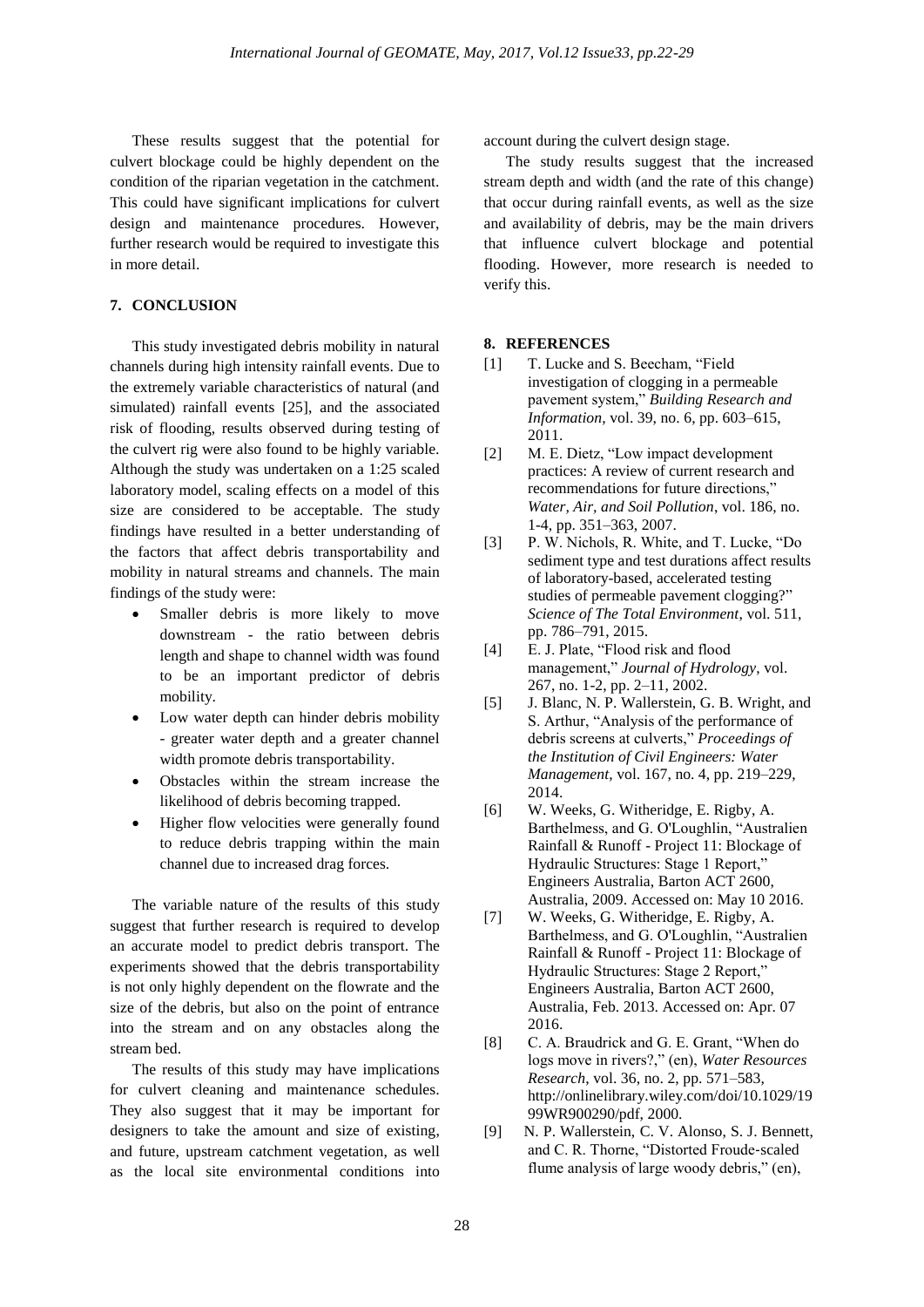These results suggest that the potential for culvert blockage could be highly dependent on the condition of the riparian vegetation in the catchment. This could have significant implications for culvert design and maintenance procedures. However, further research would be required to investigate this in more detail.

## 7. CONCLUSION

This study investigated debris mobility in natural channels during high intensity rainfall events. Due to the extremely variable characteristics of natural (and simulated) rainfall events [25], and the associated risk of flooding, results observed during testing of the culvert rig were also found to be highly variable. Although the study was undertaken on a 1:25 scaled laboratory model, scaling effects on a model of this size are considered to be acceptable. The study findings have resulted in a better understanding of the factors that affect debris transportability and mobility in natural streams and channels. The main findings of the study were:

- Smaller debris is more likely to move downstream - the ratio between debris length and shape to channel width was found to be an important predictor of debris mobility.
- Low water depth can hinder debris mobility - greater water depth and a greater channel width promote debris transportability.
- Obstacles within the stream increase the likelihood of debris becoming trapped.
- Higher flow velocities were generally found to reduce debris trapping within the main channel due to increased drag forces.

The variable nature of the results of this study suggest that further research is required to develop an accurate model to predict debris transport. The experiments showed that the debris transportability is not only highly dependent on the flowrate and the size of the debris, but also on the point of entrance into the stream and on any obstacles along the stream bed.

The results of this study may have implications for culvert cleaning and maintenance schedules. They also suggest that it may be important for designers to take the amount and size of existing, and future, upstream catchment vegetation, as well as the local site environmental conditions into account during the culvert design stage.

The study results suggest that the increased stream depth and width (and the rate of this change) that occur during rainfall events, as well as the size and availability of debris, may be the main drivers that influence culvert blockage and potential flooding. However, more research is needed to verify this.

## 8. REFERENCES

[1] T. Lucke and S. Beecham, "Field investigation of clogging in a permeable pavement system," *Building Research and Information*, vol. 39, no. 6, pp. 603–615, 2011.

[2] M. E. Dietz, "Low impact development practices: A review of current research and recommendations for future directions," *Water, Air, and Soil Pollution*, vol. 186, no. 1-4, pp. 351–363, 2007.

[3] P. W. Nichols, R. White, and T. Lucke, "Do sediment type and test durations affect results of laboratory-based, accelerated testing studies of permeable pavement clogging?" *Science of The Total Environment*, vol. 511, pp. 786–791, 2015.

[4] E. J. Plate, "Flood risk and flood management," *Journal of Hydrology*, vol. 267, no. 1-2, pp. 2–11, 2002.

[5] J. Blanc, N. P. Wallerstein, G. B. Wright, and S. Arthur, "Analysis of the performance of debris screens at culverts," *Proceedings of the Institution of Civil Engineers: Water Management*, vol. 167, no. 4, pp. 219–229, 2014.

[6] W. Weeks, G. Witheridge, E. Rigby, A. Barthelmess, and G. O'Loughlin, "Australien Rainfall & Runoff - Project 11: Blockage of Hydraulic Structures: Stage 1 Report," Engineers Australia, Barton ACT 2600, Australia, 2009. Accessed on: May 10 2016.

[7] W. Weeks, G. Witheridge, E. Rigby, A. Barthelmess, and G. O'Loughlin, "Australien Rainfall & Runoff - Project 11: Blockage of Hydraulic Structures: Stage 2 Report," Engineers Australia, Barton ACT 2600, Australia, Feb. 2013. Accessed on: Apr. 07 2016.

[8] C. A. Braudrick and G. E. Grant, "When do logs move in rivers?," (en), *Water Resources Research*, vol. 36, no. 2, pp. 571–583, http://onlinelibrary.wiley.com/doi/10.1029/1999WR900290/pdf, 2000.

[9] N. P. Wallerstein, C. V. Alonso, S. J. Bennett, and C. R. Thorne, "Distorted Froude-scaled flume analysis of large woody debris," (en),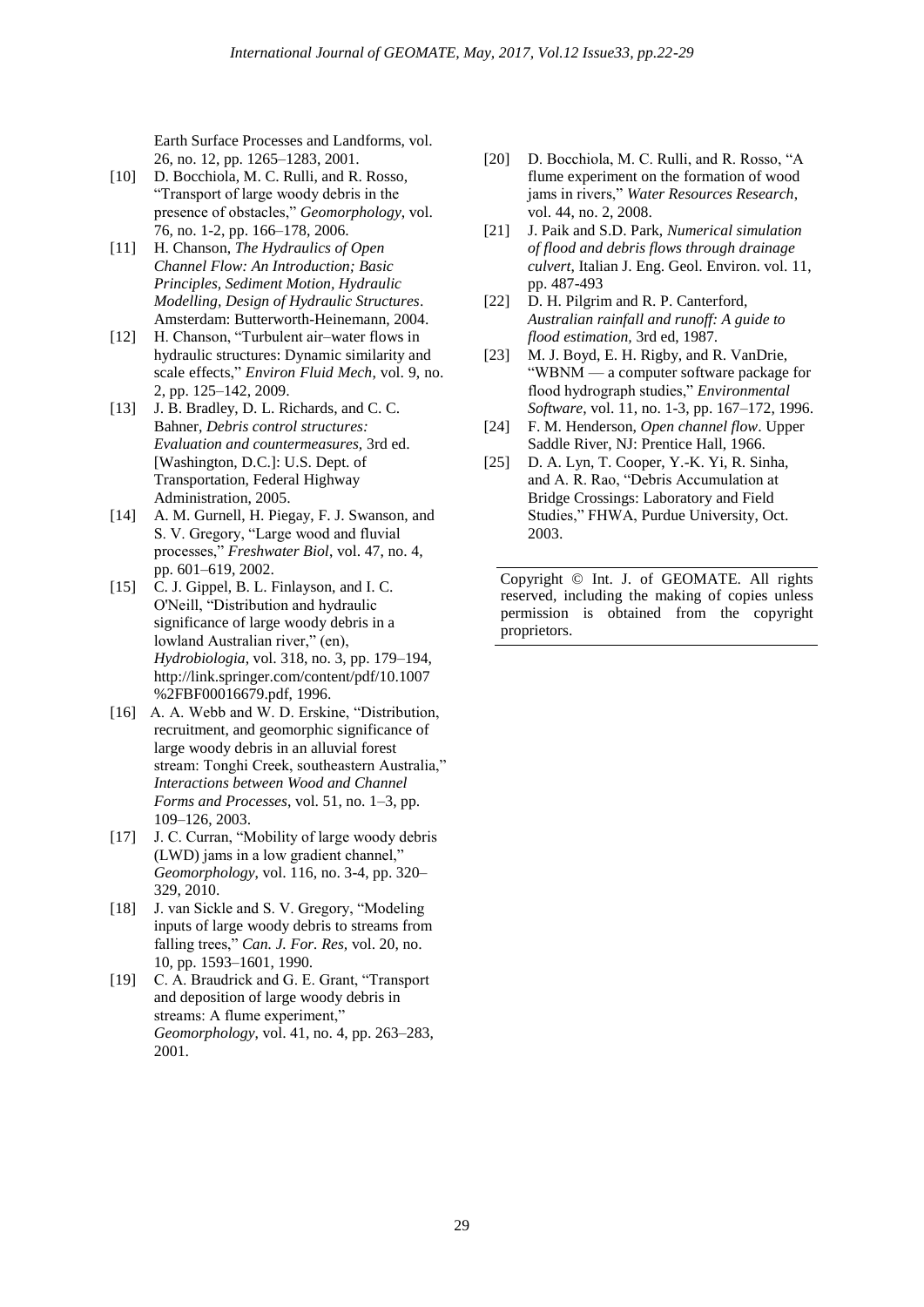Earth Surface Processes and Landforms, vol. 26, no. 12, pp. 1265–1283, 2001.

[10] D. Bocchiola, M. C. Rulli, and R. Rosso, "Transport of large woody debris in the presence of obstacles," *Geomorphology*, vol. 76, no. 1-2, pp. 166–178, 2006.

[11] H. Chanson, *The Hydraulics of Open Channel Flow: An Introduction; Basic Principles, Sediment Motion, Hydraulic Modelling, Design of Hydraulic Structures*. Amsterdam: Butterworth-Heinemann, 2004.

[12] H. Chanson, "Turbulent air–water flows in hydraulic structures: Dynamic similarity and scale effects," *Environ Fluid Mech*, vol. 9, no. 2, pp. 125–142, 2009.

[13] J. B. Bradley, D. L. Richards, and C. C. Bahner, *Debris control structures: Evaluation and countermeasures*, 3rd ed. [Washington, D.C.]: U.S. Dept. of Transportation, Federal Highway Administration, 2005.

[14] A. M. Gurnell, H. Piegay, F. J. Swanson, and S. V. Gregory, "Large wood and fluvial processes," *Freshwater Biol*, vol. 47, no. 4, pp. 601–619, 2002.

[15] C. J. Gippel, B. L. Finlayson, and I. C. O'Neill, "Distribution and hydraulic significance of large woody debris in a lowland Australian river," (en), *Hydrobiologia*, vol. 318, no. 3, pp. 179–194, http://link.springer.com/content/pdf/10.1007%2FBF00016679.pdf, 1996.

[16] A. A. Webb and W. D. Erskine, "Distribution, recruitment, and geomorphic significance of large woody debris in an alluvial forest stream: Tonghi Creek, southeastern Australia," *Interactions between Wood and Channel Forms and Processes*, vol. 51, no. 1–3, pp. 109–126, 2003.

[17] J. C. Curran, "Mobility of large woody debris (LWD) jams in a low gradient channel," *Geomorphology*, vol. 116, no. 3-4, pp. 320–329, 2010.

[18] J. van Sickle and S. V. Gregory, "Modeling inputs of large woody debris to streams from falling trees," *Can. J. For. Res*, vol. 20, no. 10, pp. 1593–1601, 1990.

[19] C. A. Braudrick and G. E. Grant, "Transport and deposition of large woody debris in streams: A flume experiment," *Geomorphology*, vol. 41, no. 4, pp. 263–283, 2001.

[20] D. Bocchiola, M. C. Rulli, and R. Rosso, "A flume experiment on the formation of wood jams in rivers," *Water Resources Research*, vol. 44, no. 2, 2008.

[21] J. Paik and S.D. Park, *Numerical simulation of flood and debris flows through drainage culvert*, Italian J. Eng. Geol. Environ. vol. 11, pp. 487-493

[22] D. H. Pilgrim and R. P. Canterford, *Australian rainfall and runoff: A guide to flood estimation*, 3rd ed, 1987.

[23] M. J. Boyd, E. H. Rigby, and R. VanDrie, "WBNM — a computer software package for flood hydrograph studies," *Environmental Software*, vol. 11, no. 1-3, pp. 167–172, 1996.

[24] F. M. Henderson, *Open channel flow*. Upper Saddle River, NJ: Prentice Hall, 1966.

[25] D. A. Lyn, T. Cooper, Y.-K. Yi, R. Sinha, and A. R. Rao, "Debris Accumulation at Bridge Crossings: Laboratory and Field Studies," FHWA, Purdue University, Oct. 2003.

Copyright © Int. J. of GEOMATE. All rights reserved, including the making of copies unless permission is obtained from the copyright proprietors.